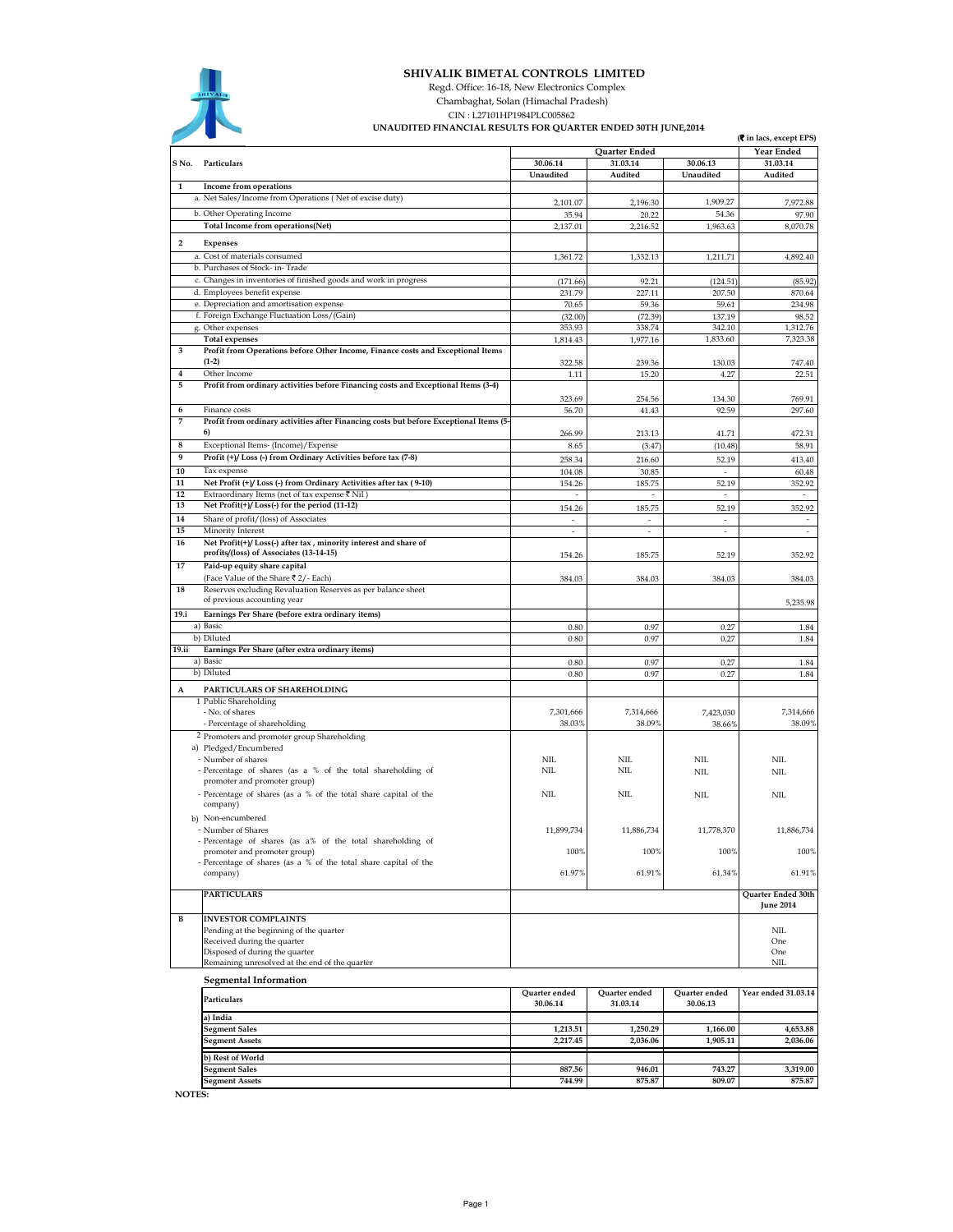# SHIVALIK BIMETAL CONTROLS LIMITED

Regd. Office: 16-18, New Electronics Complex
Chambaghat, Solan (Himachal Pradesh)
CIN : L27101HP1984PLC005862

**UNAUDITED FINANCIAL RESULTS FOR QUARTER ENDED 30TH JUNE,2014**

(₹ in lacs, except EPS)

| S No. | Particulars | Quarter Ended | | | Year Ended |
|---|---|---|---|---|---|
| | | 30.06.14 | 31.03.14 | 30.06.13 | 31.03.14 |
| | | Unaudited | Audited | Unaudited | Audited |
| 1 | **Income from operations** | | | | |
| | a. Net Sales/Income from Operations ( Net of excise duty) | 2,101.07 | 2,196.30 | 1,909.27 | 7,972.88 |
| | b. Other Operating Income | 35.94 | 20.22 | 54.36 | 97.90 |
| | **Total Income from operations(Net)** | 2,137.01 | 2,216.52 | 1,963.63 | 8,070.78 |
| 2 | **Expenses** | | | | |
| | a. Cost of materials consumed | 1,361.72 | 1,332.13 | 1,211.71 | 4,892.40 |
| | b. Purchases of Stock- in- Trade | | | | |
| | c. Changes in inventories of finished goods and work in progress | (171.66) | 92.21 | (124.51) | (85.92) |
| | d. Employees benefit expense | 231.79 | 227.11 | 207.50 | 870.64 |
| | e. Depreciation and amortisation expense | 70.65 | 59.36 | 59.61 | 234.98 |
| | f. Foreign Exchange Fluctuation Loss/(Gain) | (32.00) | (72.39) | 137.19 | 98.52 |
| | g. Other expenses | 353.93 | 338.74 | 342.10 | 1,312.76 |
| | **Total expenses** | 1,814.43 | 1,977.16 | 1,833.60 | 7,323.38 |
| 3 | **Profit from Operations before Other Income, Finance costs and Exceptional Items (1-2)** | 322.58 | 239.36 | 130.03 | 747.40 |
| 4 | Other Income | 1.11 | 15.20 | 4.27 | 22.51 |
| 5 | **Profit from ordinary activities before Financing costs and Exceptional Items (3-4)** | 323.69 | 254.56 | 134.30 | 769.91 |
| 6 | Finance costs | 56.70 | 41.43 | 92.59 | 297.60 |
| 7 | **Profit from ordinary activities after Financing costs but before Exceptional Items (5-6)** | 266.99 | 213.13 | 41.71 | 472.31 |
| 8 | Exceptional Items- (Income)/Expense | 8.65 | (3.47) | (10.48) | 58.91 |
| 9 | **Profit (+)/ Loss (-) from Ordinary Activities before tax (7-8)** | 258.34 | 216.60 | 52.19 | 413.40 |
| 10 | Tax expense | 104.08 | 30.85 | - | 60.48 |
| 11 | **Net Profit (+)/ Loss (-) from Ordinary Activities after tax ( 9-10)** | 154.26 | 185.75 | 52.19 | 352.92 |
| 12 | Extraordinary Items (net of tax expense ₹ Nil ) | - | - | - | - |
| 13 | **Net Profit(+)/ Loss(-) for the period (11-12)** | 154.26 | 185.75 | 52.19 | 352.92 |
| 14 | Share of profit/(loss) of Associates | - | - | - | - |
| 15 | Minority Interest | - | - | - | - |
| 16 | **Net Profit(+)/ Loss(-) after tax , minority interest and share of profits/(loss) of Associates (13-14-15)** | 154.26 | 185.75 | 52.19 | 352.92 |
| 17 | **Paid-up equity share capital** (Face Value of the Share ₹ 2/- Each) | 384.03 | 384.03 | 384.03 | 384.03 |
| 18 | Reserves excluding Revaluation Reserves as per balance sheet of previous accounting year | | | | 5,235.98 |
| 19.i | **Earnings Per Share (before extra ordinary items)** | | | | |
| | a) Basic | 0.80 | 0.97 | 0.27 | 1.84 |
| | b) Diluted | 0.80 | 0.97 | 0.27 | 1.84 |
| 19.ii | **Earnings Per Share (after extra ordinary items)** | | | | |
| | a) Basic | 0.80 | 0.97 | 0.27 | 1.84 |
| | b) Diluted | 0.80 | 0.97 | 0.27 | 1.84 |
| A | **PARTICULARS OF SHAREHOLDING** | | | | |
| | 1 Public Shareholding | | | | |
| | - No. of shares | 7,301,666 | 7,314,666 | 7,423,030 | 7,314,666 |
| | - Percentage of shareholding | 38.03% | 38.09% | 38.66% | 38.09% |
| | 2 Promoters and promoter group Shareholding | | | | |
| | a) Pledged/Encumbered | | | | |
| | - Number of shares | NIL | NIL | NIL | NIL |
| | - Percentage of shares (as a % of the total shareholding of promoter and promoter group) | NIL | NIL | NIL | NIL |
| | - Percentage of shares (as a % of the total share capital of the company) | NIL | NIL | NIL | NIL |
| | b) Non-encumbered | | | | |
| | - Number of Shares | 11,899,734 | 11,886,734 | 11,778,370 | 11,886,734 |
| | - Percentage of shares (as a% of the total shareholding of promoter and promoter group) | 100% | 100% | 100% | 100% |
| | - Percentage of shares (as a % of the total share capital of the company) | 61.97% | 61.91% | 61.34% | 61.91% |

| | PARTICULARS | Quarter Ended 30th June 2014 |
|---|---|---|
| B | **INVESTOR COMPLAINTS** | |
| | Pending at the beginning of the quarter | NIL |
| | Received during the quarter | One |
| | Disposed of during the quarter | One |
| | Remaining unresolved at the end of the quarter | NIL |

## Segmental Information

| Particulars | Quarter ended 30.06.14 | Quarter ended 31.03.14 | Quarter ended 30.06.13 | Year ended 31.03.14 |
|---|---|---|---|---|
| **a) India** | | | | |
| **Segment Sales** | 1,213.51 | 1,250.29 | 1,166.00 | 4,653.88 |
| **Segment Assets** | 2,217.45 | 2,036.06 | 1,905.11 | 2,036.06 |
| **b) Rest of World** | | | | |
| **Segment Sales** | 887.56 | 946.01 | 743.27 | 3,319.00 |
| **Segment Assets** | 744.99 | 875.87 | 809.07 | 875.87 |

**NOTES:**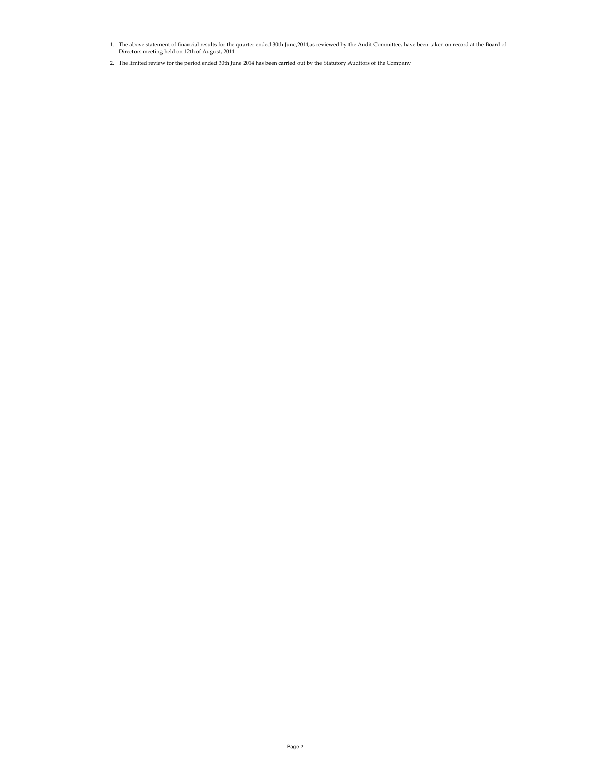1. The above statement of financial results for the quarter ended 30th June,2014,as reviewed by the Audit Committee, have been taken on record at the Board of Directors meeting held on 12th of August, 2014.

2. The limited review for the period ended 30th June 2014 has been carried out by the Statutory Auditors of the Company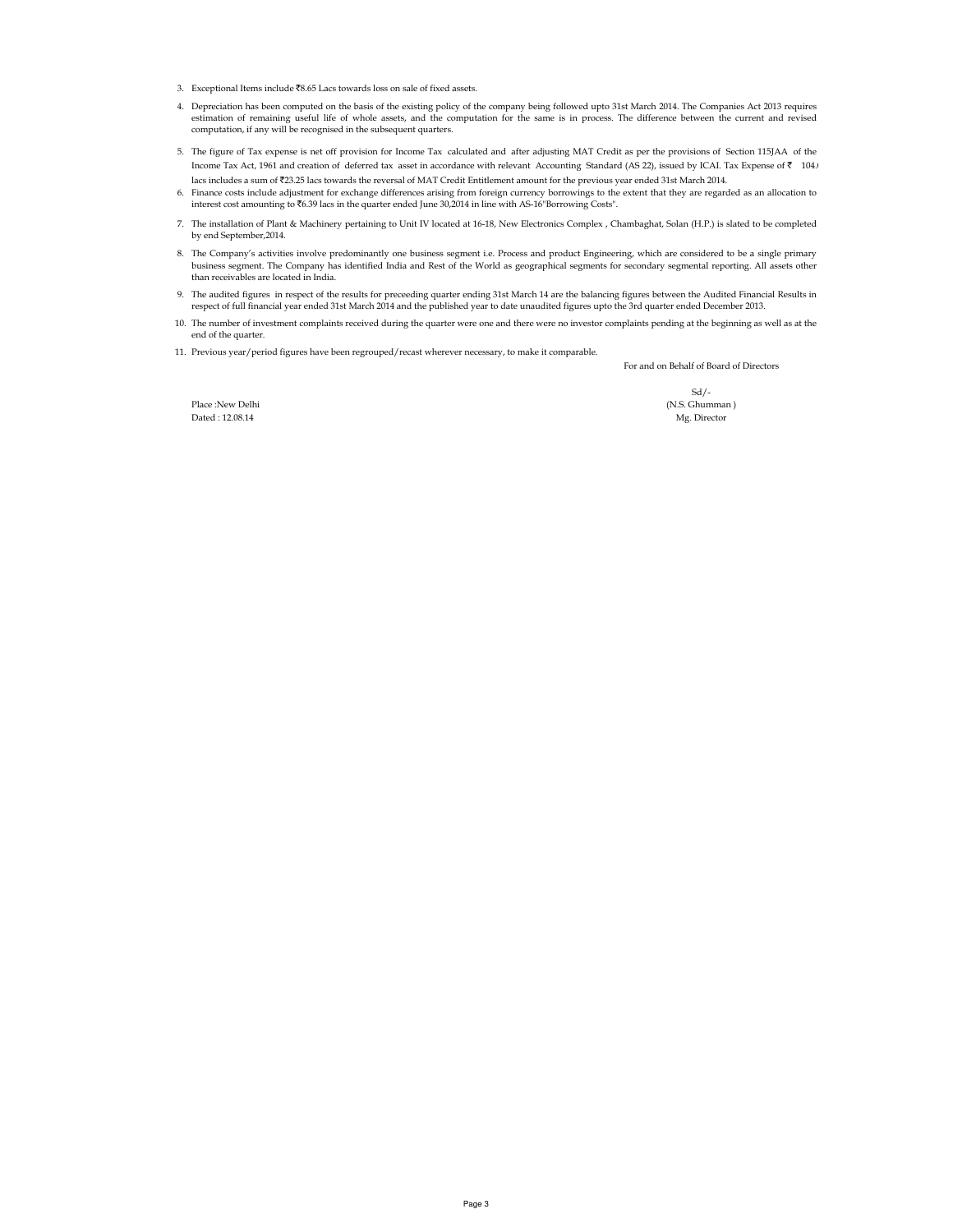3. Exceptional Items include ₹8.65 Lacs towards loss on sale of fixed assets.

4. Depreciation has been computed on the basis of the existing policy of the company being followed upto 31st March 2014. The Companies Act 2013 requires estimation of remaining useful life of whole assets, and the computation for the same is in process. The difference between the current and revised computation, if any will be recognised in the subsequent quarters.

5. The figure of Tax expense is net off provision for Income Tax calculated and after adjusting MAT Credit as per the provisions of Section 115JAA of the Income Tax Act, 1961 and creation of deferred tax asset in accordance with relevant Accounting Standard (AS 22), issued by ICAI. Tax Expense of ₹ 104.0 lacs includes a sum of ₹23.25 lacs towards the reversal of MAT Credit Entitlement amount for the previous year ended 31st March 2014.

6. Finance costs include adjustment for exchange differences arising from foreign currency borrowings to the extent that they are regarded as an allocation to interest cost amounting to ₹6.39 lacs in the quarter ended June 30,2014 in line with AS-16"Borrowing Costs".

7. The installation of Plant & Machinery pertaining to Unit IV located at 16-18, New Electronics Complex , Chambaghat, Solan (H.P.) is slated to be completed by end September,2014.

8. The Company's activities involve predominantly one business segment i.e. Process and product Engineering, which are considered to be a single primary business segment. The Company has identified India and Rest of the World as geographical segments for secondary segmental reporting. All assets other than receivables are located in India.

9. The audited figures in respect of the results for preceeding quarter ending 31st March 14 are the balancing figures between the Audited Financial Results in respect of full financial year ended 31st March 2014 and the published year to date unaudited figures upto the 3rd quarter ended December 2013.

10. The number of investment complaints received during the quarter were one and there were no investor complaints pending at the beginning as well as at the end of the quarter.

11. Previous year/period figures have been regrouped/recast wherever necessary, to make it comparable.

For and on Behalf of Board of Directors

Sd/-
(N.S. Ghumman )
Mg. Director

Place :New Delhi
Dated : 12.08.14